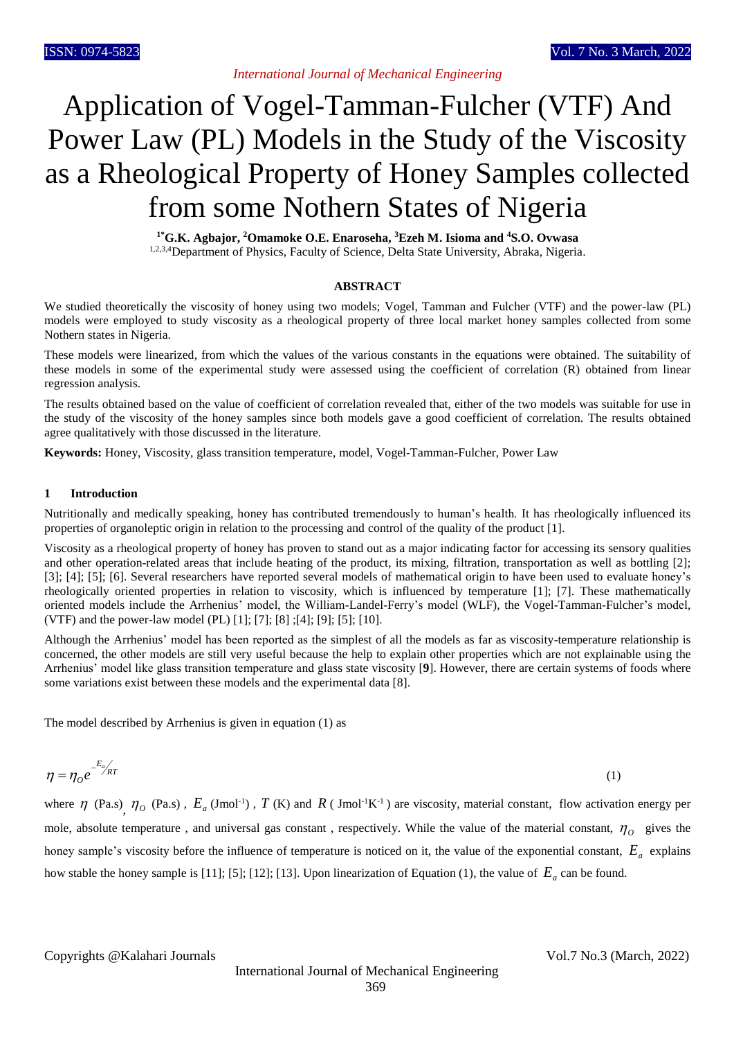# Application of Vogel-Tamman-Fulcher (VTF) And Power Law (PL) Models in the Study of the Viscosity as a Rheological Property of Honey Samples collected from some Nothern States of Nigeria

**[1*]G.K. Agbajor, [2]Omamoke O.E. Enaroseha, [3]Ezeh M. Isioma and [4]S.O. Ovwasa**

[1,2,3,4]Department of Physics, Faculty of Science, Delta State University, Abraka, Nigeria.

## ABSTRACT

We studied theoretically the viscosity of honey using two models; Vogel, Tamman and Fulcher (VTF) and the power-law (PL) models were employed to study viscosity as a rheological property of three local market honey samples collected from some Nothern states in Nigeria.

These models were linearized, from which the values of the various constants in the equations were obtained. The suitability of these models in some of the experimental study were assessed using the coefficient of correlation (R) obtained from linear regression analysis.

The results obtained based on the value of coefficient of correlation revealed that, either of the two models was suitable for use in the study of the viscosity of the honey samples since both models gave a good coefficient of correlation. The results obtained agree qualitatively with those discussed in the literature.

**Keywords:** Honey, Viscosity, glass transition temperature, model, Vogel-Tamman-Fulcher, Power Law

## 1 Introduction

Nutritionally and medically speaking, honey has contributed tremendously to human's health. It has rheologically influenced its properties of organoleptic origin in relation to the processing and control of the quality of the product [1].

Viscosity as a rheological property of honey has proven to stand out as a major indicating factor for accessing its sensory qualities and other operation-related areas that include heating of the product, its mixing, filtration, transportation as well as bottling [2]; [3]; [4]; [5]; [6]. Several researchers have reported several models of mathematical origin to have been used to evaluate honey's rheologically oriented properties in relation to viscosity, which is influenced by temperature [1]; [7]. These mathematically oriented models include the Arrhenius' model, the William-Landel-Ferry's model (WLF), the Vogel-Tamman-Fulcher's model, (VTF) and the power-law model (PL) [1]; [7]; [8] ;[4]; [9]; [5]; [10].

Although the Arrhenius' model has been reported as the simplest of all the models as far as viscosity-temperature relationship is concerned, the other models are still very useful because the help to explain other properties which are not explainable using the Arrhenius' model like glass transition temperature and glass state viscosity [**9**]. However, there are certain systems of foods where some variations exist between these models and the experimental data [8].

The model described by Arrhenius is given in equation (1) as

$$\eta = \eta_O e^{-E_a/RT} \tag{1}$$

where $\eta$ (Pa.s), $\eta_O$ (Pa.s) , $E_a$ (Jmol[-1]) , $T$ (K) and $R$ ( Jmol[-1]K[-1] ) are viscosity, material constant, flow activation energy per mole, absolute temperature , and universal gas constant , respectively. While the value of the material constant, $\eta_O$ gives the honey sample's viscosity before the influence of temperature is noticed on it, the value of the exponential constant, $E_a$ explains how stable the honey sample is [11]; [5]; [12]; [13]. Upon linearization of Equation (1), the value of $E_a$ can be found.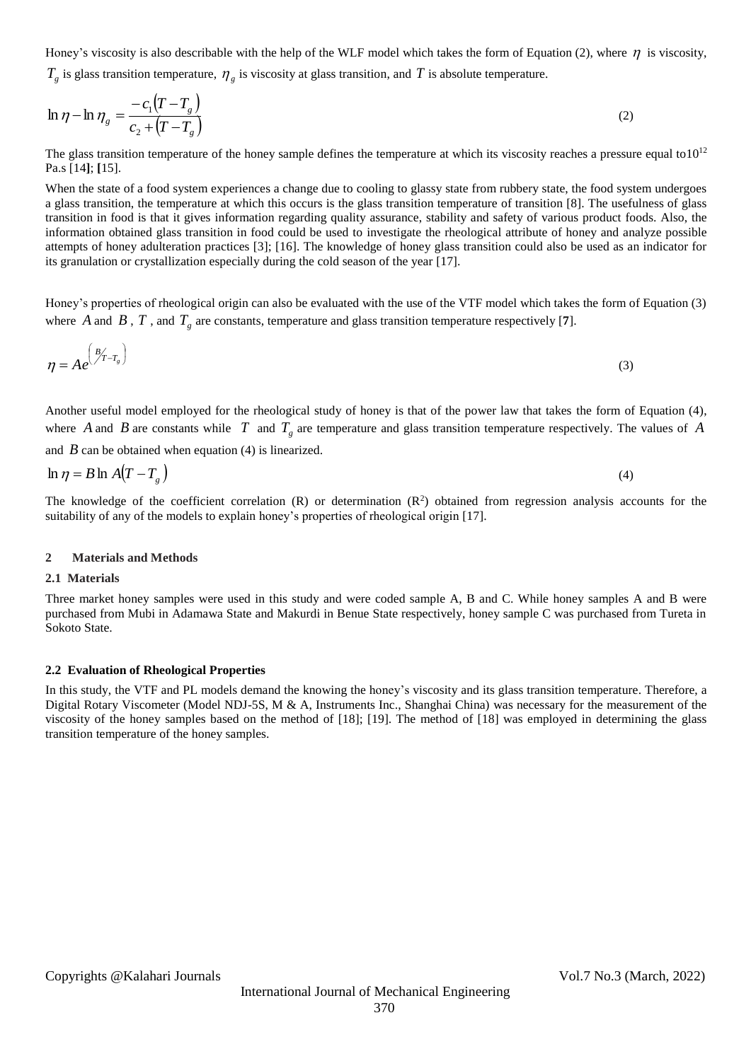Honey's viscosity is also describable with the help of the WLF model which takes the form of Equation (2), where $\eta$ is viscosity, $T_g$ is glass transition temperature, $\eta_g$ is viscosity at glass transition, and $T$ is absolute temperature.

$$\ln \eta - \ln \eta_g = \frac{-c_1\left(T - T_g\right)}{c_2 + \left(T - T_g\right)} \tag{2}$$

The glass transition temperature of the honey sample defines the temperature at which its viscosity reaches a pressure equal to$10^{12}$ Pa.s [14]; [15].

When the state of a food system experiences a change due to cooling to glassy state from rubbery state, the food system undergoes a glass transition, the temperature at which this occurs is the glass transition temperature of transition [8]. The usefulness of glass transition in food is that it gives information regarding quality assurance, stability and safety of various product foods. Also, the information obtained glass transition in food could be used to investigate the rheological attribute of honey and analyze possible attempts of honey adulteration practices [3]; [16]. The knowledge of honey glass transition could also be used as an indicator for its granulation or crystallization especially during the cold season of the year [17].

Honey's properties of rheological origin can also be evaluated with the use of the VTF model which takes the form of Equation (3) where $A$ and $B$, $T$, and $T_g$ are constants, temperature and glass transition temperature respectively [7].

$$\eta = Ae^{\left(B/_{T-T_g}\right)} \tag{3}$$

Another useful model employed for the rheological study of honey is that of the power law that takes the form of Equation (4), where $A$ and $B$ are constants while $T$ and $T_g$ are temperature and glass transition temperature respectively. The values of $A$ and $B$ can be obtained when equation (4) is linearized.

$$\ln \eta = B \ln A\left(T - T_g\right) \tag{4}$$

The knowledge of the coefficient correlation (R) or determination ($R^2$) obtained from regression analysis accounts for the suitability of any of the models to explain honey's properties of rheological origin [17].

## 2 Materials and Methods

### 2.1 Materials

Three market honey samples were used in this study and were coded sample A, B and C. While honey samples A and B were purchased from Mubi in Adamawa State and Makurdi in Benue State respectively, honey sample C was purchased from Tureta in Sokoto State.

### 2.2 Evaluation of Rheological Properties

In this study, the VTF and PL models demand the knowing the honey's viscosity and its glass transition temperature. Therefore, a Digital Rotary Viscometer (Model NDJ-5S, M & A, Instruments Inc., Shanghai China) was necessary for the measurement of the viscosity of the honey samples based on the method of [18]; [19]. The method of [18] was employed in determining the glass transition temperature of the honey samples.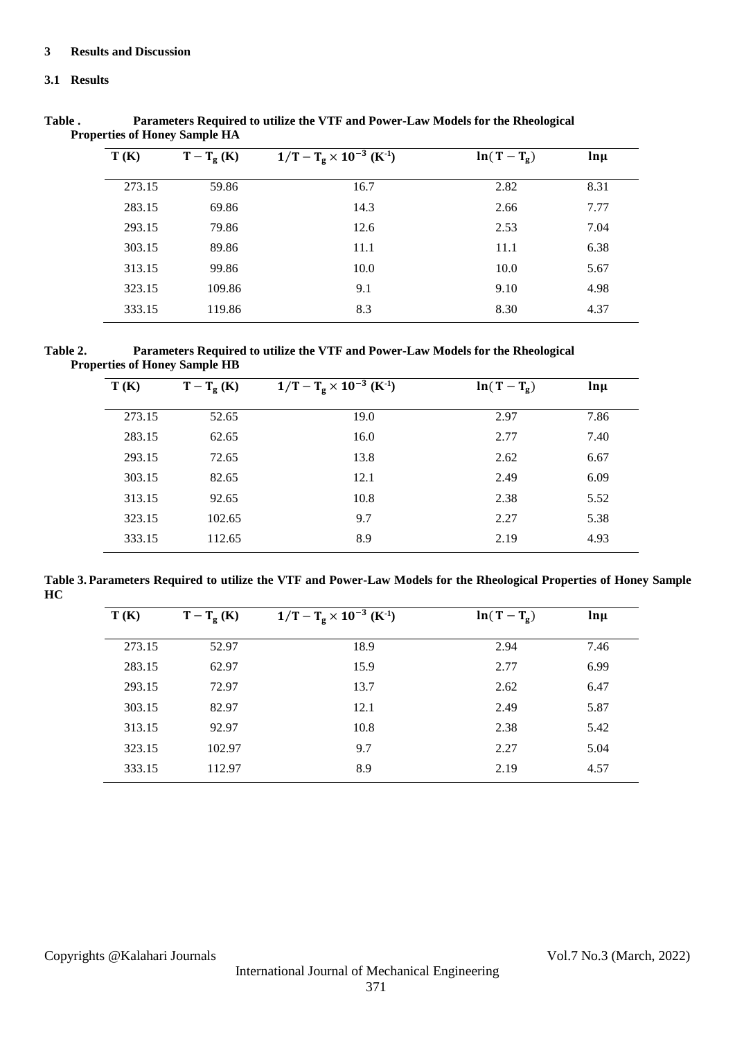### 3 Results and Discussion

#### 3.1 Results

**Table . Parameters Required to utilize the VTF and Power-Law Models for the Rheological Properties of Honey Sample HA**

| T (K) | $T - T_g$ (K) | $1/T - T_g \times 10^{-3}$ (K[-1]) | $\ln(T - T_g)$ | $\ln\mu$ |
|---|---|---|---|---|
| 273.15 | 59.86 | 16.7 | 2.82 | 8.31 |
| 283.15 | 69.86 | 14.3 | 2.66 | 7.77 |
| 293.15 | 79.86 | 12.6 | 2.53 | 7.04 |
| 303.15 | 89.86 | 11.1 | 11.1 | 6.38 |
| 313.15 | 99.86 | 10.0 | 10.0 | 5.67 |
| 323.15 | 109.86 | 9.1 | 9.10 | 4.98 |
| 333.15 | 119.86 | 8.3 | 8.30 | 4.37 |

**Table 2. Parameters Required to utilize the VTF and Power-Law Models for the Rheological Properties of Honey Sample HB**

| T (K) | $T - T_g$ (K) | $1/T - T_g \times 10^{-3}$ (K[-1]) | $\ln(T - T_g)$ | $\ln\mu$ |
|---|---|---|---|---|
| 273.15 | 52.65 | 19.0 | 2.97 | 7.86 |
| 283.15 | 62.65 | 16.0 | 2.77 | 7.40 |
| 293.15 | 72.65 | 13.8 | 2.62 | 6.67 |
| 303.15 | 82.65 | 12.1 | 2.49 | 6.09 |
| 313.15 | 92.65 | 10.8 | 2.38 | 5.52 |
| 323.15 | 102.65 | 9.7 | 2.27 | 5.38 |
| 333.15 | 112.65 | 8.9 | 2.19 | 4.93 |

**Table 3. Parameters Required to utilize the VTF and Power-Law Models for the Rheological Properties of Honey Sample HC**

| T (K) | $T - T_g$ (K) | $1/T - T_g \times 10^{-3}$ (K[-1]) | $\ln(T - T_g)$ | $\ln\mu$ |
|---|---|---|---|---|
| 273.15 | 52.97 | 18.9 | 2.94 | 7.46 |
| 283.15 | 62.97 | 15.9 | 2.77 | 6.99 |
| 293.15 | 72.97 | 13.7 | 2.62 | 6.47 |
| 303.15 | 82.97 | 12.1 | 2.49 | 5.87 |
| 313.15 | 92.97 | 10.8 | 2.38 | 5.42 |
| 323.15 | 102.97 | 9.7 | 2.27 | 5.04 |
| 333.15 | 112.97 | 8.9 | 2.19 | 4.57 |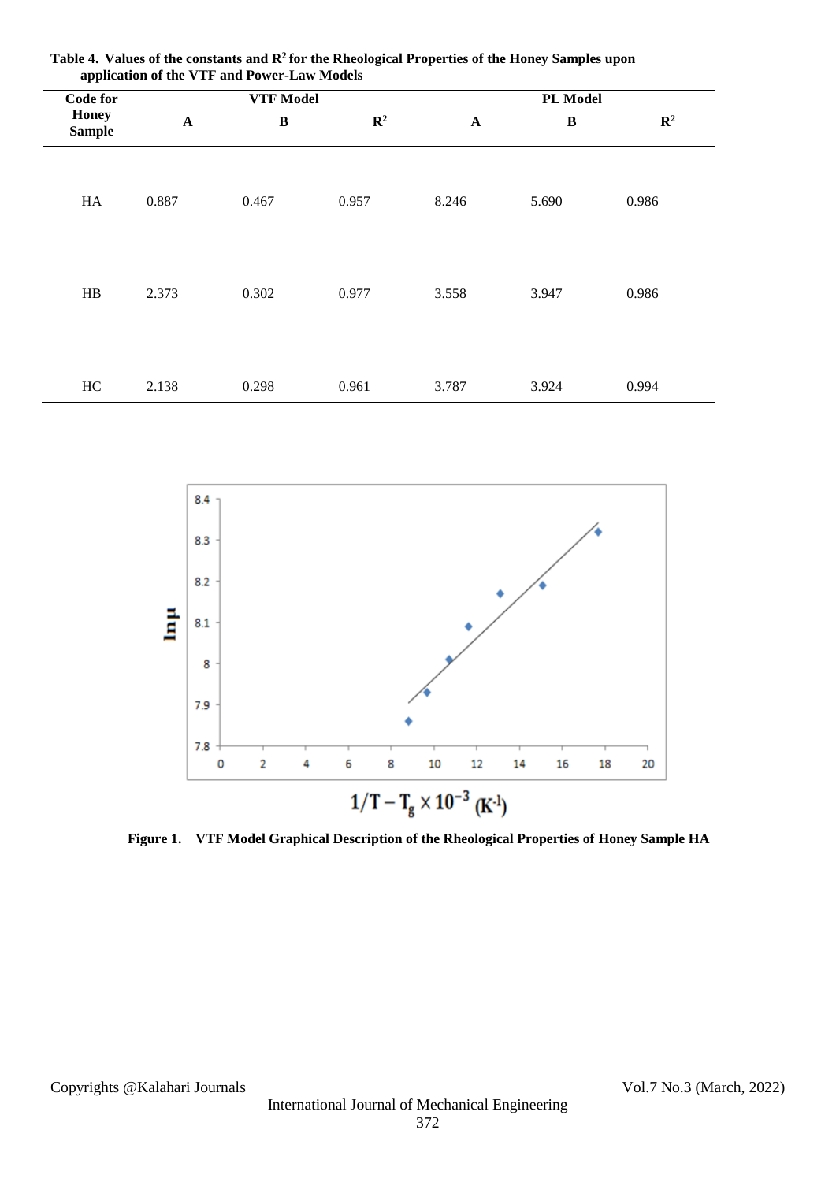**Table 4. Values of the constants and $R^2$ for the Rheological Properties of the Honey Samples upon application of the VTF and Power-Law Models**

| Code for Honey Sample | VTF Model | | | PL Model | | |
|---|---|---|---|---|---|---|
| | A | B | $R^2$ | A | B | $R^2$ |
| HA | 0.887 | 0.467 | 0.957 | 8.246 | 5.690 | 0.986 |
| HB | 2.373 | 0.302 | 0.977 | 3.558 | 3.947 | 0.986 |
| HC | 2.138 | 0.298 | 0.961 | 3.787 | 3.924 | 0.994 |

**Figure 1. VTF Model Graphical Description of the Rheological Properties of Honey Sample HA**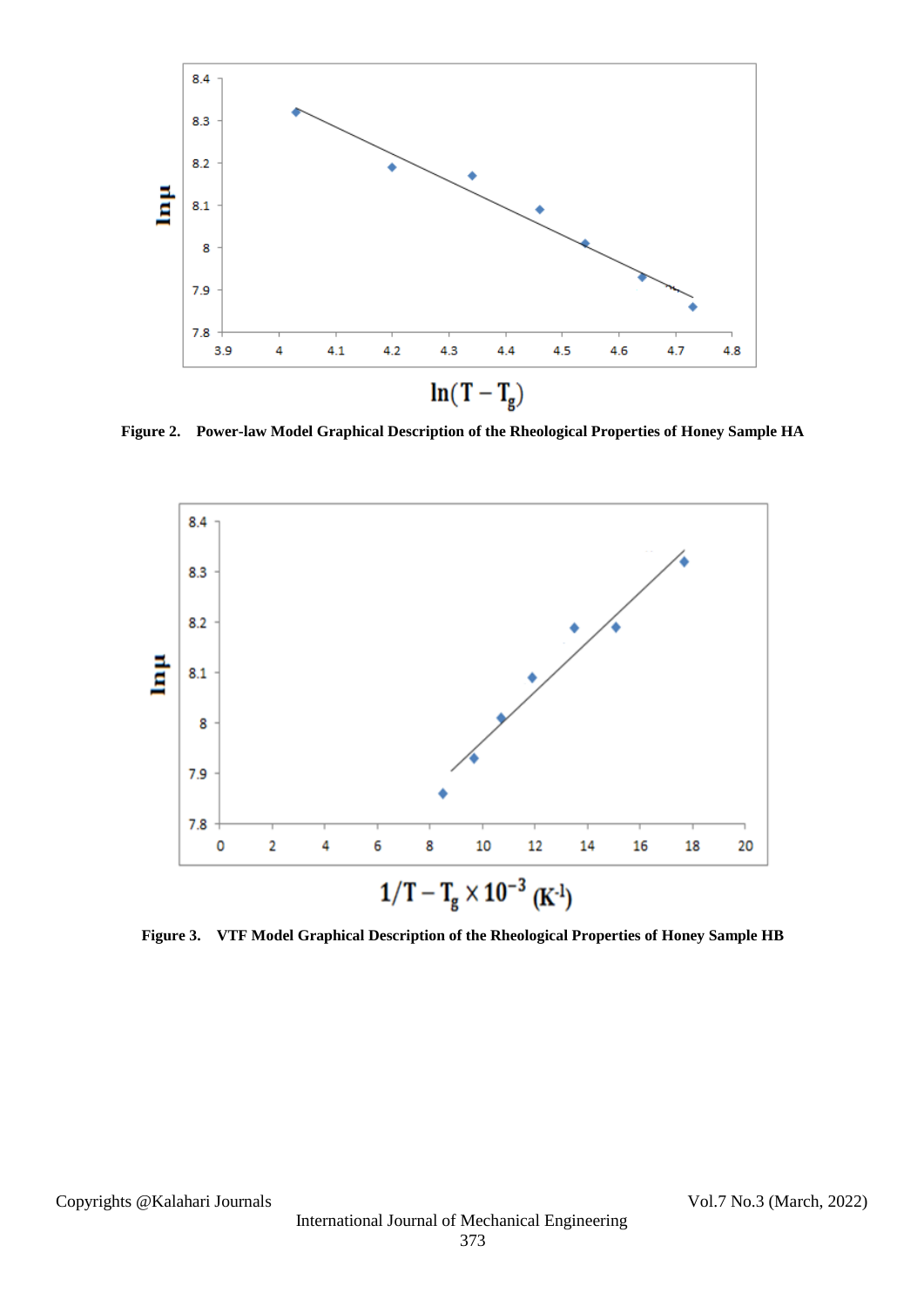**Figure 2. Power-law Model Graphical Description of the Rheological Properties of Honey Sample HA**

**Figure 3. VTF Model Graphical Description of the Rheological Properties of Honey Sample HB**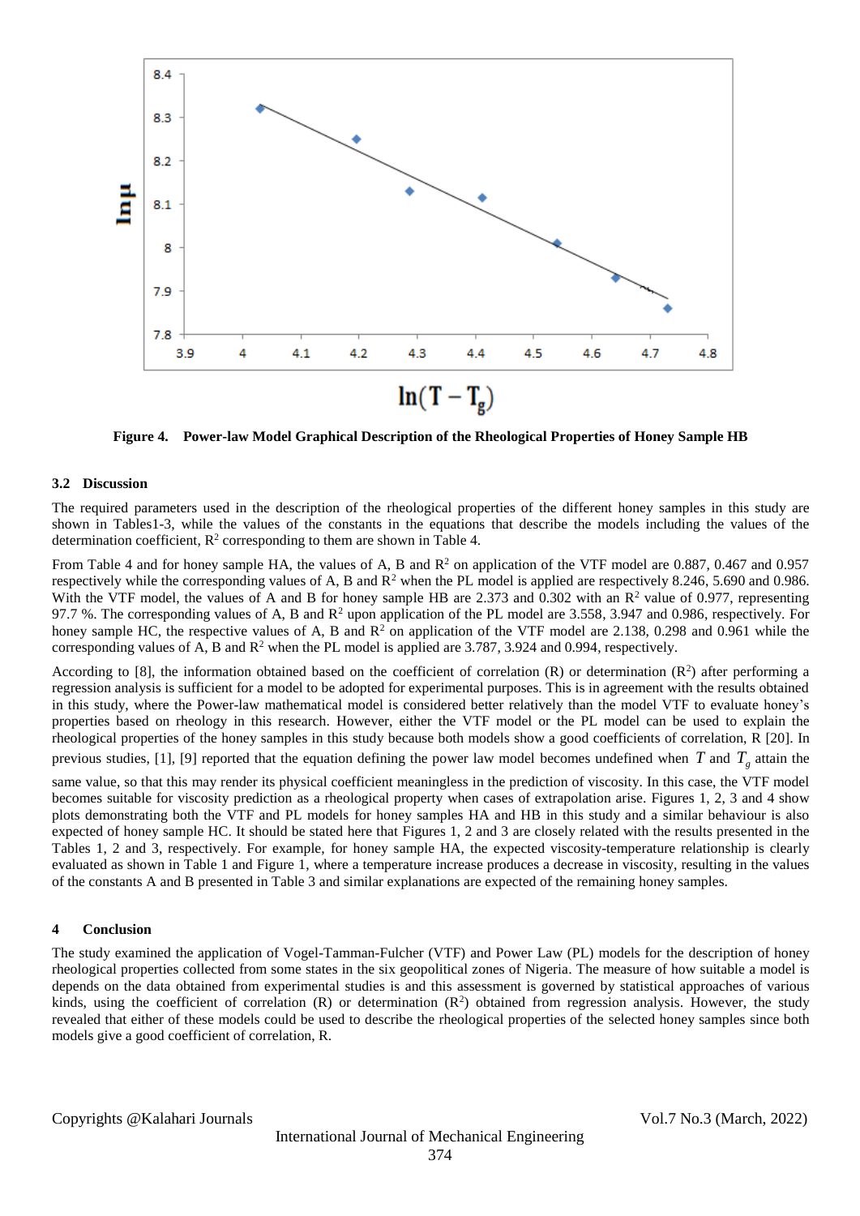**Figure 4. Power-law Model Graphical Description of the Rheological Properties of Honey Sample HB**

### 3.2 Discussion

The required parameters used in the description of the rheological properties of the different honey samples in this study are shown in Tables1-3, while the values of the constants in the equations that describe the models including the values of the determination coefficient, $R^2$ corresponding to them are shown in Table 4.

From Table 4 and for honey sample HA, the values of A, B and $R^2$ on application of the VTF model are 0.887, 0.467 and 0.957 respectively while the corresponding values of A, B and $R^2$ when the PL model is applied are respectively 8.246, 5.690 and 0.986. With the VTF model, the values of A and B for honey sample HB are 2.373 and 0.302 with an $R^2$ value of 0.977, representing 97.7 %. The corresponding values of A, B and $R^2$ upon application of the PL model are 3.558, 3.947 and 0.986, respectively. For honey sample HC, the respective values of A, B and $R^2$ on application of the VTF model are 2.138, 0.298 and 0.961 while the corresponding values of A, B and $R^2$ when the PL model is applied are 3.787, 3.924 and 0.994, respectively.

According to [8], the information obtained based on the coefficient of correlation (R) or determination ($R^2$) after performing a regression analysis is sufficient for a model to be adopted for experimental purposes. This is in agreement with the results obtained in this study, where the Power-law mathematical model is considered better relatively than the model VTF to evaluate honey's properties based on rheology in this research. However, either the VTF model or the PL model can be used to explain the rheological properties of the honey samples in this study because both models show a good coefficients of correlation, R [20]. In previous studies, [1], [9] reported that the equation defining the power law model becomes undefined when $T$ and $T_g$ attain the same value, so that this may render its physical coefficient meaningless in the prediction of viscosity. In this case, the VTF model becomes suitable for viscosity prediction as a rheological property when cases of extrapolation arise. Figures 1, 2, 3 and 4 show plots demonstrating both the VTF and PL models for honey samples HA and HB in this study and a similar behaviour is also expected of honey sample HC. It should be stated here that Figures 1, 2 and 3 are closely related with the results presented in the Tables 1, 2 and 3, respectively. For example, for honey sample HA, the expected viscosity-temperature relationship is clearly evaluated as shown in Table 1 and Figure 1, where a temperature increase produces a decrease in viscosity, resulting in the values of the constants A and B presented in Table 3 and similar explanations are expected of the remaining honey samples.

## 4 Conclusion

The study examined the application of Vogel-Tamman-Fulcher (VTF) and Power Law (PL) models for the description of honey rheological properties collected from some states in the six geopolitical zones of Nigeria. The measure of how suitable a model is depends on the data obtained from experimental studies is and this assessment is governed by statistical approaches of various kinds, using the coefficient of correlation (R) or determination ($R^2$) obtained from regression analysis. However, the study revealed that either of these models could be used to describe the rheological properties of the selected honey samples since both models give a good coefficient of correlation, R.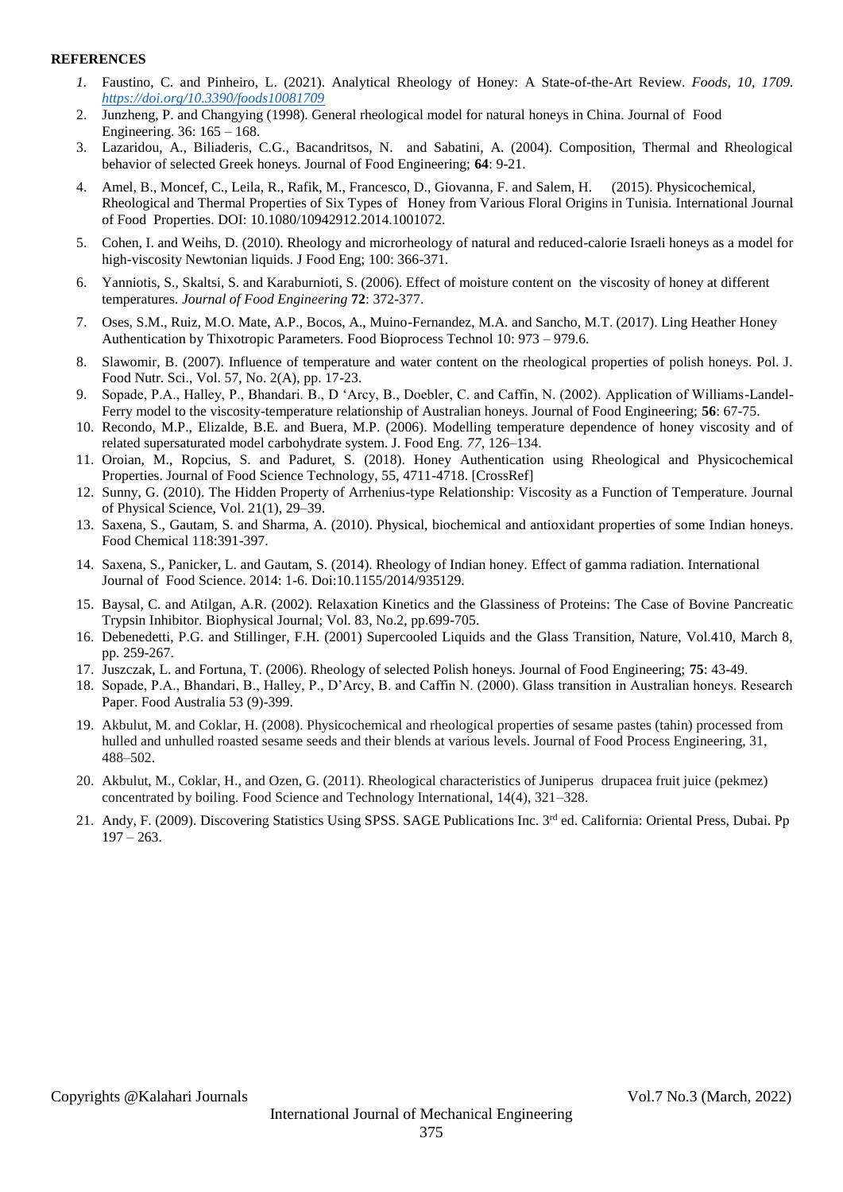**REFERENCES**

1. Faustino, C. and Pinheiro, L. (2021). Analytical Rheology of Honey: A State-of-the-Art Review. *Foods, 10, 1709. https://doi.org/10.3390/foods10081709*
2. Junzheng, P. and Changying (1998). General rheological model for natural honeys in China. Journal of Food Engineering. 36: 165 – 168.
3. Lazaridou, A., Biliaderis, C.G., Bacandritsos, N. and Sabatini, A. (2004). Composition, Thermal and Rheological behavior of selected Greek honeys. Journal of Food Engineering; **64**: 9-21.
4. Amel, B., Moncef, C., Leila, R., Rafik, M., Francesco, D., Giovanna, F. and Salem, H. (2015). Physicochemical, Rheological and Thermal Properties of Six Types of Honey from Various Floral Origins in Tunisia. International Journal of Food Properties. DOI: 10.1080/10942912.2014.1001072.
5. Cohen, I. and Weihs, D. (2010). Rheology and microrheology of natural and reduced-calorie Israeli honeys as a model for high-viscosity Newtonian liquids. J Food Eng; 100: 366-371.
6. Yanniotis, S., Skaltsi, S. and Karaburnioti, S. (2006). Effect of moisture content on the viscosity of honey at different temperatures. *Journal of Food Engineering* **72**: 372-377.
7. Oses, S.M., Ruiz, M.O. Mate, A.P., Bocos, A., Muino-Fernandez, M.A. and Sancho, M.T. (2017). Ling Heather Honey Authentication by Thixotropic Parameters. Food Bioprocess Technol 10: 973 – 979.6.
8. Slawomir, B. (2007). Influence of temperature and water content on the rheological properties of polish honeys. Pol. J. Food Nutr. Sci., Vol. 57, No. 2(A), pp. 17-23.
9. Sopade, P.A., Halley, P., Bhandari. B., D 'Arcy, B., Doebler, C. and Caffin, N. (2002). Application of Williams-Landel-Ferry model to the viscosity-temperature relationship of Australian honeys. Journal of Food Engineering; **56**: 67-75.
10. Recondo, M.P., Elizalde, B.E. and Buera, M.P. (2006). Modelling temperature dependence of honey viscosity and of related supersaturated model carbohydrate system. J. Food Eng. *77*, 126–134.
11. Oroian, M., Ropcius, S. and Paduret, S. (2018). Honey Authentication using Rheological and Physicochemical Properties. Journal of Food Science Technology, 55, 4711-4718. [CrossRef]
12. Sunny, G. (2010). The Hidden Property of Arrhenius-type Relationship: Viscosity as a Function of Temperature. Journal of Physical Science, Vol. 21(1), 29–39.
13. Saxena, S., Gautam, S. and Sharma, A. (2010). Physical, biochemical and antioxidant properties of some Indian honeys. Food Chemical 118:391-397.
14. Saxena, S., Panicker, L. and Gautam, S. (2014). Rheology of Indian honey. Effect of gamma radiation. International Journal of Food Science. 2014: 1-6. Doi:10.1155/2014/935129.
15. Baysal, C. and Atilgan, A.R. (2002). Relaxation Kinetics and the Glassiness of Proteins: The Case of Bovine Pancreatic Trypsin Inhibitor. Biophysical Journal; Vol. 83, No.2, pp.699-705.
16. Debenedetti, P.G. and Stillinger, F.H. (2001) Supercooled Liquids and the Glass Transition, Nature, Vol.410, March 8, pp. 259-267.
17. Juszczak, L. and Fortuna, T. (2006). Rheology of selected Polish honeys. Journal of Food Engineering; **75**: 43-49.
18. Sopade, P.A., Bhandari, B., Halley, P., D'Arcy, B. and Caffin N. (2000). Glass transition in Australian honeys. Research Paper. Food Australia 53 (9)-399.
19. Akbulut, M. and Coklar, H. (2008). Physicochemical and rheological properties of sesame pastes (tahin) processed from hulled and unhulled roasted sesame seeds and their blends at various levels. Journal of Food Process Engineering, 31, 488–502.
20. Akbulut, M., Coklar, H., and Ozen, G. (2011). Rheological characteristics of Juniperus drupacea fruit juice (pekmez) concentrated by boiling. Food Science and Technology International, 14(4), 321–328.
21. Andy, F. (2009). Discovering Statistics Using SPSS. SAGE Publications Inc. 3rd ed. California: Oriental Press, Dubai. Pp 197 – 263.